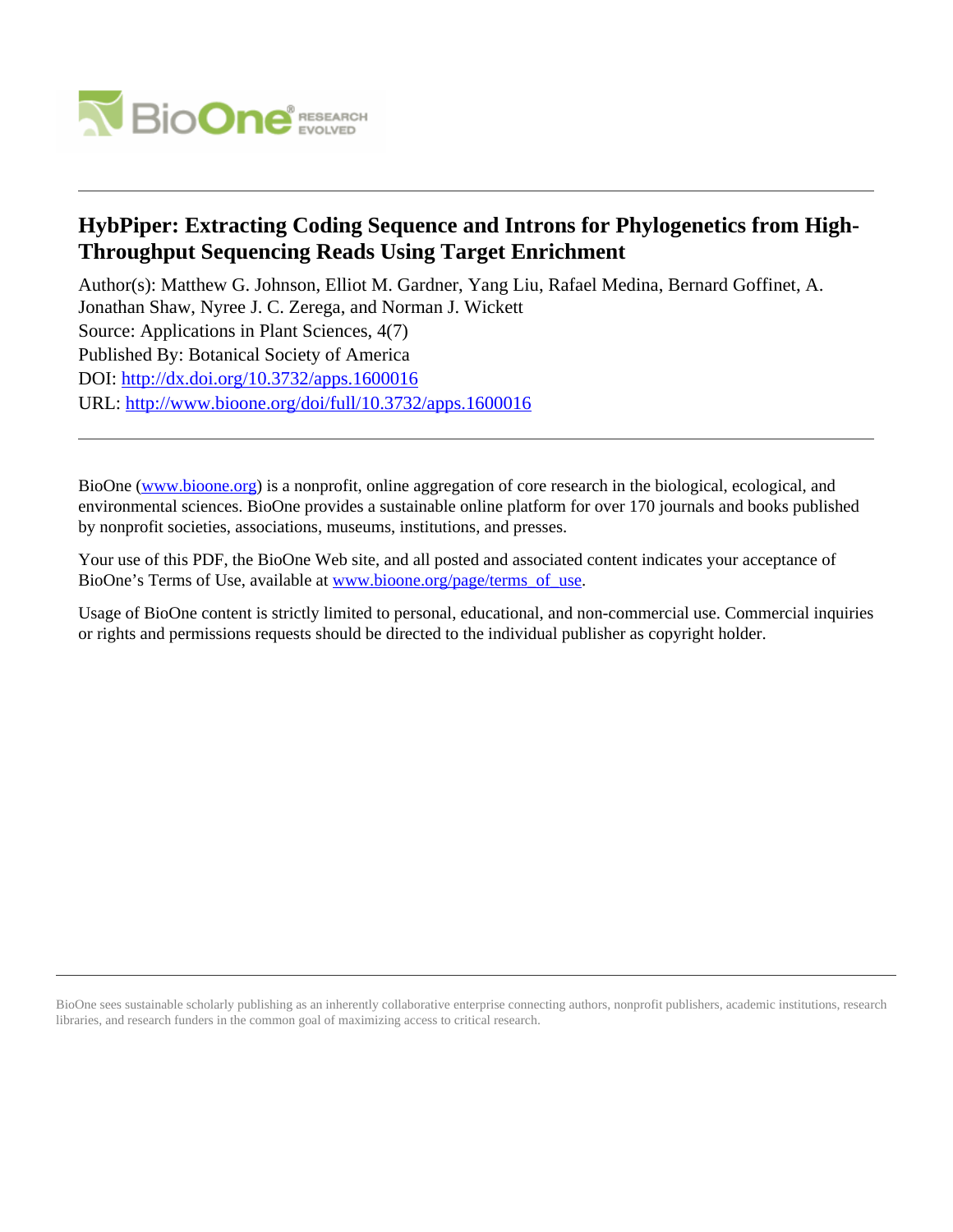# HybPiper: Extracting Coding Sequence and Introns for Phylogenetics from High-Throughput Sequencing Reads Using Target Enrichment

Author(s): Matthew G. Johnson, Elliot M. Gardner, Yang Liu, Rafael Medina, Bernard Goffinet, A. Jonathan Shaw, Nyree J. C. Zerega, and Norman J. Wickett

Source: Applications in Plant Sciences, 4(7)

Published By: Botanical Society of America

DOI: http://dx.doi.org/10.3732/apps.1600016

URL: http://www.bioone.org/doi/full/10.3732/apps.1600016

---

BioOne (www.bioone.org) is a nonprofit, online aggregation of core research in the biological, ecological, and environmental sciences. BioOne provides a sustainable online platform for over 170 journals and books published by nonprofit societies, associations, museums, institutions, and presses.

Your use of this PDF, the BioOne Web site, and all posted and associated content indicates your acceptance of BioOne's Terms of Use, available at www.bioone.org/page/terms_of_use.

Usage of BioOne content is strictly limited to personal, educational, and non-commercial use. Commercial inquiries or rights and permissions requests should be directed to the individual publisher as copyright holder.

---

BioOne sees sustainable scholarly publishing as an inherently collaborative enterprise connecting authors, nonprofit publishers, academic institutions, research libraries, and research funders in the common goal of maximizing access to critical research.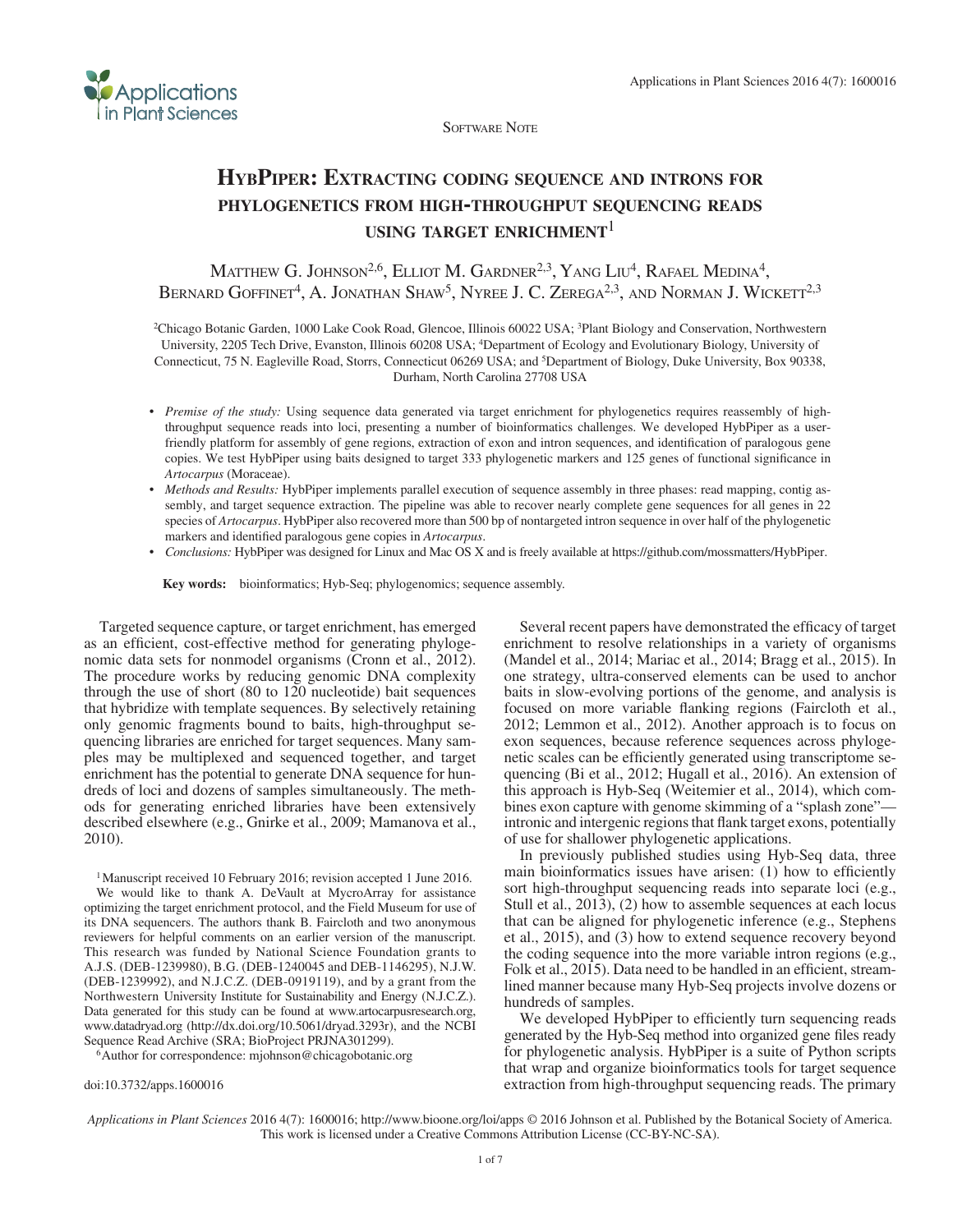Software Note

# HybPiper: Extracting coding sequence and introns for phylogenetics from high-throughput sequencing reads using target enrichment[1]

Matthew G. Johnson[2,6], Elliot M. Gardner[2,3], Yang Liu[4], Rafael Medina[4], Bernard Goffinet[4], A. Jonathan Shaw[5], Nyree J. C. Zerega[2,3], and Norman J. Wickett[2,3]

[2]Chicago Botanic Garden, 1000 Lake Cook Road, Glencoe, Illinois 60022 USA; [3]Plant Biology and Conservation, Northwestern University, 2205 Tech Drive, Evanston, Illinois 60208 USA; [4]Department of Ecology and Evolutionary Biology, University of Connecticut, 75 N. Eagleville Road, Storrs, Connecticut 06269 USA; and [5]Department of Biology, Duke University, Box 90338, Durham, North Carolina 27708 USA

- *Premise of the study:* Using sequence data generated via target enrichment for phylogenetics requires reassembly of high-throughput sequence reads into loci, presenting a number of bioinformatics challenges. We developed HybPiper as a user-friendly platform for assembly of gene regions, extraction of exon and intron sequences, and identification of paralogous gene copies. We test HybPiper using baits designed to target 333 phylogenetic markers and 125 genes of functional significance in *Artocarpus* (Moraceae).
- *Methods and Results:* HybPiper implements parallel execution of sequence assembly in three phases: read mapping, contig assembly, and target sequence extraction. The pipeline was able to recover nearly complete gene sequences for all genes in 22 species of *Artocarpus*. HybPiper also recovered more than 500 bp of nontargeted intron sequence in over half of the phylogenetic markers and identified paralogous gene copies in *Artocarpus*.
- *Conclusions:* HybPiper was designed for Linux and Mac OS X and is freely available at https://github.com/mossmatters/HybPiper.

**Key words:** bioinformatics; Hyb-Seq; phylogenomics; sequence assembly.

Targeted sequence capture, or target enrichment, has emerged as an efficient, cost-effective method for generating phylogenomic data sets for nonmodel organisms (Cronn et al., 2012). The procedure works by reducing genomic DNA complexity through the use of short (80 to 120 nucleotide) bait sequences that hybridize with template sequences. By selectively retaining only genomic fragments bound to baits, high-throughput sequencing libraries are enriched for target sequences. Many samples may be multiplexed and sequenced together, and target enrichment has the potential to generate DNA sequence for hundreds of loci and dozens of samples simultaneously. The methods for generating enriched libraries have been extensively described elsewhere (e.g., Gnirke et al., 2009; Mamanova et al., 2010).

[1]Manuscript received 10 February 2016; revision accepted 1 June 2016.

We would like to thank A. DeVault at MycroArray for assistance optimizing the target enrichment protocol, and the Field Museum for use of its DNA sequencers. The authors thank B. Faircloth and two anonymous reviewers for helpful comments on an earlier version of the manuscript. This research was funded by National Science Foundation grants to A.J.S. (DEB-1239980), B.G. (DEB-1240045 and DEB-1146295), N.J.W. (DEB-1239992), and N.J.C.Z. (DEB-0919119), and by a grant from the Northwestern University Institute for Sustainability and Energy (N.J.C.Z.). Data generated for this study can be found at www.artocarpusresearch.org, www.datadryad.org (http://dx.doi.org/10.5061/dryad.3293r), and the NCBI Sequence Read Archive (SRA; BioProject PRJNA301299).

[6]Author for correspondence: mjohnson@chicagobotanic.org

doi:10.3732/apps.1600016

Several recent papers have demonstrated the efficacy of target enrichment to resolve relationships in a variety of organisms (Mandel et al., 2014; Mariac et al., 2014; Bragg et al., 2015). In one strategy, ultra-conserved elements can be used to anchor baits in slow-evolving portions of the genome, and analysis is focused on more variable flanking regions (Faircloth et al., 2012; Lemmon et al., 2012). Another approach is to focus on exon sequences, because reference sequences across phylogenetic scales can be efficiently generated using transcriptome sequencing (Bi et al., 2012; Hugall et al., 2016). An extension of this approach is Hyb-Seq (Weitemier et al., 2014), which combines exon capture with genome skimming of a "splash zone"—intronic and intergenic regions that flank target exons, potentially of use for shallower phylogenetic applications.

In previously published studies using Hyb-Seq data, three main bioinformatics issues have arisen: (1) how to efficiently sort high-throughput sequencing reads into separate loci (e.g., Stull et al., 2013), (2) how to assemble sequences at each locus that can be aligned for phylogenetic inference (e.g., Stephens et al., 2015), and (3) how to extend sequence recovery beyond the coding sequence into the more variable intron regions (e.g., Folk et al., 2015). Data need to be handled in an efficient, streamlined manner because many Hyb-Seq projects involve dozens or hundreds of samples.

We developed HybPiper to efficiently turn sequencing reads generated by the Hyb-Seq method into organized gene files ready for phylogenetic analysis. HybPiper is a suite of Python scripts that wrap and organize bioinformatics tools for target sequence extraction from high-throughput sequencing reads. The primary

*Applications in Plant Sciences* 2016 4(7): 1600016; http://www.bioone.org/loi/apps © 2016 Johnson et al. Published by the Botanical Society of America. This work is licensed under a Creative Commons Attribution License (CC-BY-NC-SA).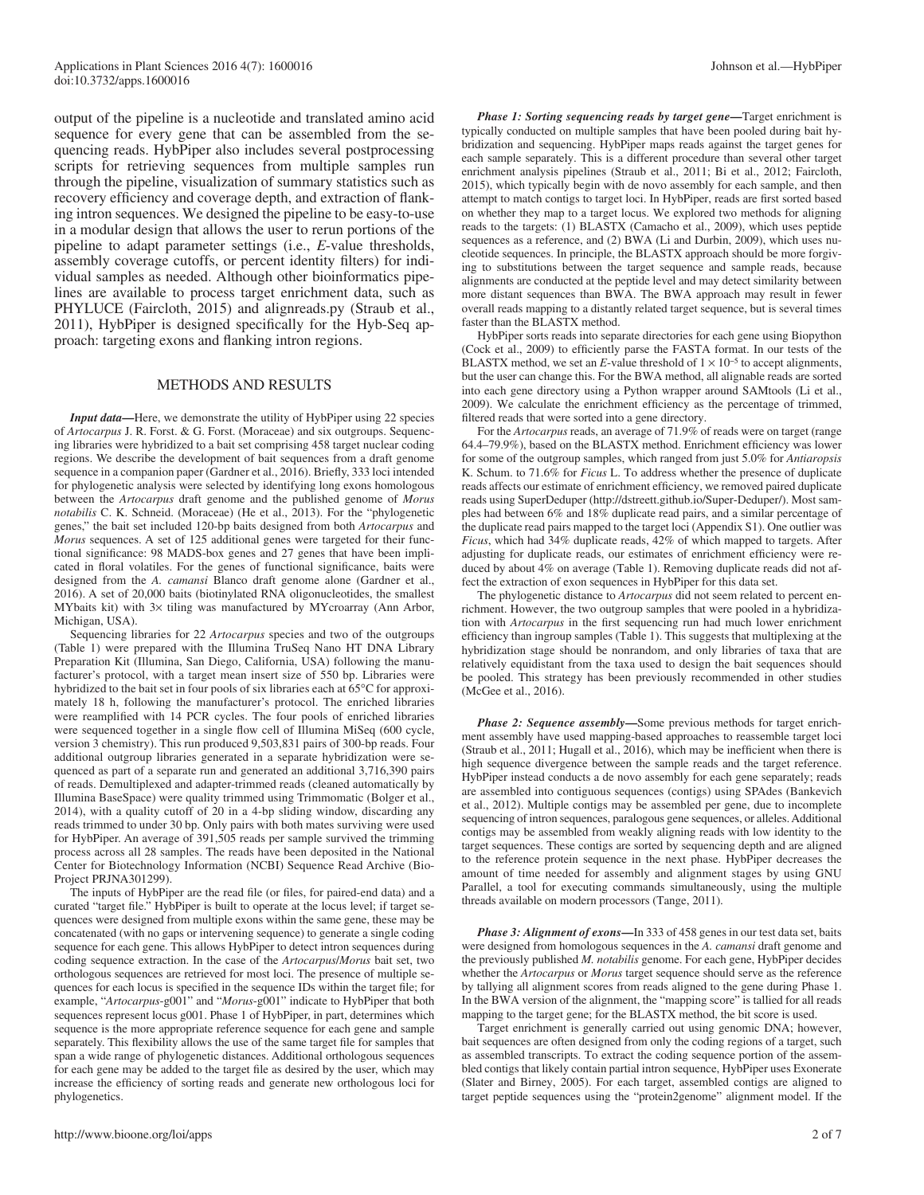output of the pipeline is a nucleotide and translated amino acid sequence for every gene that can be assembled from the sequencing reads. HybPiper also includes several postprocessing scripts for retrieving sequences from multiple samples run through the pipeline, visualization of summary statistics such as recovery efficiency and coverage depth, and extraction of flanking intron sequences. We designed the pipeline to be easy-to-use in a modular design that allows the user to rerun portions of the pipeline to adapt parameter settings (i.e., *E*-value thresholds, assembly coverage cutoffs, or percent identity filters) for individual samples as needed. Although other bioinformatics pipelines are available to process target enrichment data, such as PHYLUCE (Faircloth, 2015) and alignreads.py (Straub et al., 2011), HybPiper is designed specifically for the Hyb-Seq approach: targeting exons and flanking intron regions.

## METHODS AND RESULTS

***Input data***—Here, we demonstrate the utility of HybPiper using 22 species of *Artocarpus* J. R. Forst. & G. Forst. (Moraceae) and six outgroups. Sequencing libraries were hybridized to a bait set comprising 458 target nuclear coding regions. We describe the development of bait sequences from a draft genome sequence in a companion paper (Gardner et al., 2016). Briefly, 333 loci intended for phylogenetic analysis were selected by identifying long exons homologous between the *Artocarpus* draft genome and the published genome of *Morus notabilis* C. K. Schneid. (Moraceae) (He et al., 2013). For the "phylogenetic genes," the bait set included 120-bp baits designed from both *Artocarpus* and *Morus* sequences. A set of 125 additional genes were targeted for their functional significance: 98 MADS-box genes and 27 genes that have been implicated in floral volatiles. For the genes of functional significance, baits were designed from the *A. camansi* Blanco draft genome alone (Gardner et al., 2016). A set of 20,000 baits (biotinylated RNA oligonucleotides, the smallest MYbaits kit) with 3× tiling was manufactured by MYcroarray (Ann Arbor, Michigan, USA).

Sequencing libraries for 22 *Artocarpus* species and two of the outgroups (Table 1) were prepared with the Illumina TruSeq Nano HT DNA Library Preparation Kit (Illumina, San Diego, California, USA) following the manufacturer's protocol, with a target mean insert size of 550 bp. Libraries were hybridized to the bait set in four pools of six libraries each at 65°C for approximately 18 h, following the manufacturer's protocol. The enriched libraries were reamplified with 14 PCR cycles. The four pools of enriched libraries were sequenced together in a single flow cell of Illumina MiSeq (600 cycle, version 3 chemistry). This run produced 9,503,831 pairs of 300-bp reads. Four additional outgroup libraries generated in a separate hybridization were sequenced as part of a separate run and generated an additional 3,716,390 pairs of reads. Demultiplexed and adapter-trimmed reads (cleaned automatically by Illumina BaseSpace) were quality trimmed using Trimmomatic (Bolger et al., 2014), with a quality cutoff of 20 in a 4-bp sliding window, discarding any reads trimmed to under 30 bp. Only pairs with both mates surviving were used for HybPiper. An average of 391,505 reads per sample survived the trimming process across all 28 samples. The reads have been deposited in the National Center for Biotechnology Information (NCBI) Sequence Read Archive (BioProject PRJNA301299).

The inputs of HybPiper are the read file (or files, for paired-end data) and a curated "target file." HybPiper is built to operate at the locus level; if target sequences were designed from multiple exons within the same gene, these may be concatenated (with no gaps or intervening sequence) to generate a single coding sequence for each gene. This allows HybPiper to detect intron sequences during coding sequence extraction. In the case of the *Artocarpus*/*Morus* bait set, two orthologous sequences are retrieved for most loci. The presence of multiple sequences for each locus is specified in the sequence IDs within the target file; for example, "*Artocarpus*-g001" and "*Morus*-g001" indicate to HybPiper that both sequences represent locus g001. Phase 1 of HybPiper, in part, determines which sequence is the more appropriate reference sequence for each gene and sample separately. This flexibility allows the use of the same target file for samples that span a wide range of phylogenetic distances. Additional orthologous sequences for each gene may be added to the target file as desired by the user, which may increase the efficiency of sorting reads and generate new orthologous loci for phylogenetics.

***Phase 1: Sorting sequencing reads by target gene***—Target enrichment is typically conducted on multiple samples that have been pooled during bait hybridization and sequencing. HybPiper maps reads against the target genes for each sample separately. This is a different procedure than several other target enrichment analysis pipelines (Straub et al., 2011; Bi et al., 2012; Faircloth, 2015), which typically begin with de novo assembly for each sample, and then attempt to match contigs to target loci. In HybPiper, reads are first sorted based on whether they map to a target locus. We explored two methods for aligning reads to the targets: (1) BLASTX (Camacho et al., 2009), which uses peptide sequences as a reference, and (2) BWA (Li and Durbin, 2009), which uses nucleotide sequences. In principle, the BLASTX approach should be more forgiving to substitutions between the target sequence and sample reads, because alignments are conducted at the peptide level and may detect similarity between more distant sequences than BWA. The BWA approach may result in fewer overall reads mapping to a distantly related target sequence, but is several times faster than the BLASTX method.

HybPiper sorts reads into separate directories for each gene using Biopython (Cock et al., 2009) to efficiently parse the FASTA format. In our tests of the BLASTX method, we set an *E*-value threshold of $1 \times 10^{-5}$ to accept alignments, but the user can change this. For the BWA method, all alignable reads are sorted into each gene directory using a Python wrapper around SAMtools (Li et al., 2009). We calculate the enrichment efficiency as the percentage of trimmed, filtered reads that were sorted into a gene directory.

For the *Artocarpus* reads, an average of 71.9% of reads were on target (range 64.4–79.9%), based on the BLASTX method. Enrichment efficiency was lower for some of the outgroup samples, which ranged from just 5.0% for *Antiaropsis* K. Schum. to 71.6% for *Ficus* L. To address whether the presence of duplicate reads affects our estimate of enrichment efficiency, we removed paired duplicate reads using SuperDeduper (http://dstreett.github.io/Super-Deduper/). Most samples had between 6% and 18% duplicate read pairs, and a similar percentage of the duplicate read pairs mapped to the target loci (Appendix S1). One outlier was *Ficus*, which had 34% duplicate reads, 42% of which mapped to targets. After adjusting for duplicate reads, our estimates of enrichment efficiency were reduced by about 4% on average (Table 1). Removing duplicate reads did not affect the extraction of exon sequences in HybPiper for this data set.

The phylogenetic distance to *Artocarpus* did not seem related to percent enrichment. However, the two outgroup samples that were pooled in a hybridization with *Artocarpus* in the first sequencing run had much lower enrichment efficiency than ingroup samples (Table 1). This suggests that multiplexing at the hybridization stage should be nonrandom, and only libraries of taxa that are relatively equidistant from the taxa used to design the bait sequences should be pooled. This strategy has been previously recommended in other studies (McGee et al., 2016).

***Phase 2: Sequence assembly***—Some previous methods for target enrichment assembly have used mapping-based approaches to reassemble target loci (Straub et al., 2011; Hugall et al., 2016), which may be inefficient when there is high sequence divergence between the sample reads and the target reference. HybPiper instead conducts a de novo assembly for each gene separately; reads are assembled into contiguous sequences (contigs) using SPAdes (Bankevich et al., 2012). Multiple contigs may be assembled per gene, due to incomplete sequencing of intron sequences, paralogous gene sequences, or alleles. Additional contigs may be assembled from weakly aligning reads with low identity to the target sequences. These contigs are sorted by sequencing depth and are aligned to the reference protein sequence in the next phase. HybPiper decreases the amount of time needed for assembly and alignment stages by using GNU Parallel, a tool for executing commands simultaneously, using the multiple threads available on modern processors (Tange, 2011).

***Phase 3: Alignment of exons***—In 333 of 458 genes in our test data set, baits were designed from homologous sequences in the *A. camansi* draft genome and the previously published *M. notabilis* genome. For each gene, HybPiper decides whether the *Artocarpus* or *Morus* target sequence should serve as the reference by tallying all alignment scores from reads aligned to the gene during Phase 1. In the BWA version of the alignment, the "mapping score" is tallied for all reads mapping to the target gene; for the BLASTX method, the bit score is used.

Target enrichment is generally carried out using genomic DNA; however, bait sequences are often designed from only the coding regions of a target, such as assembled transcripts. To extract the coding sequence portion of the assembled contigs that likely contain partial intron sequence, HybPiper uses Exonerate (Slater and Birney, 2005). For each target, assembled contigs are aligned to target peptide sequences using the "protein2genome" alignment model. If the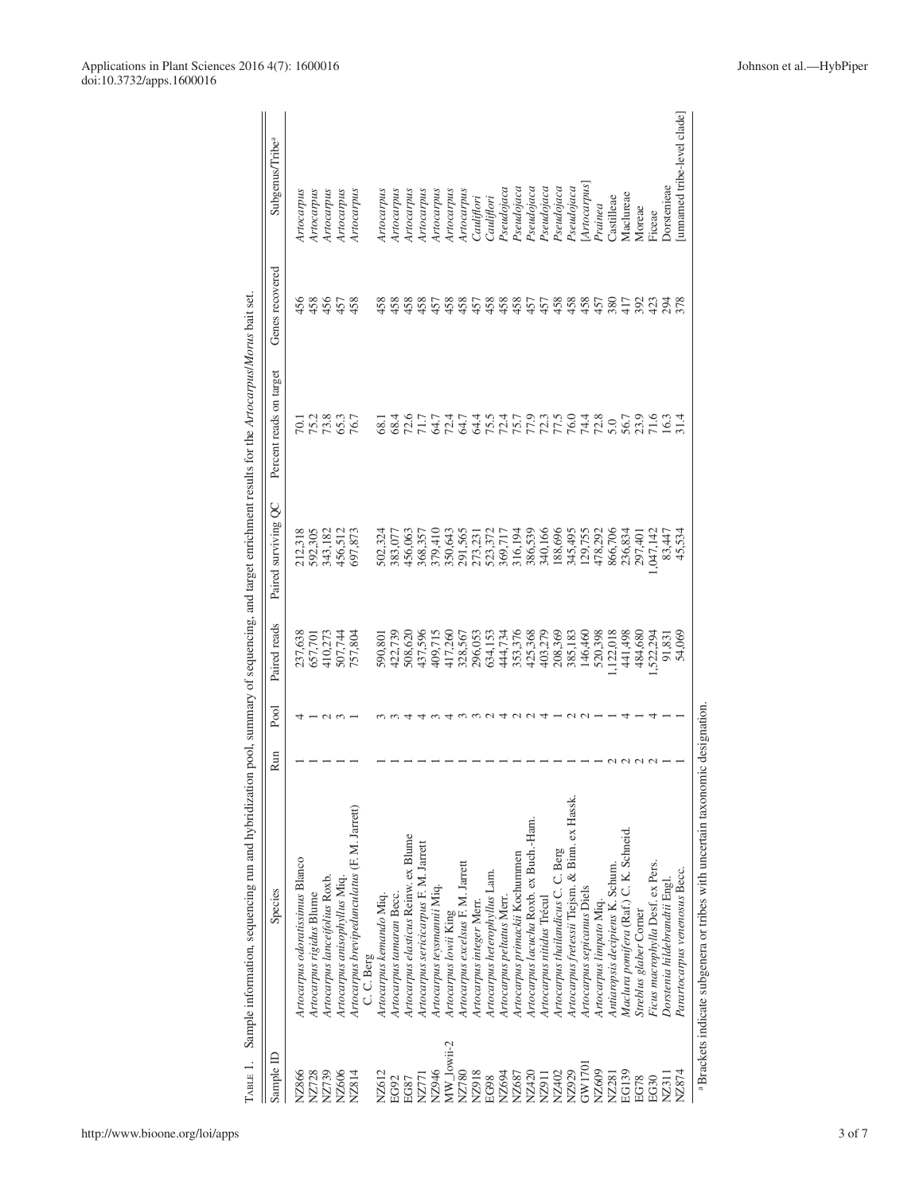Table 1. Sample information, sequencing run and hybridization pool, summary of sequencing, and target enrichment results for the *Artocarpus*/*Morus* bait set.

| Sample ID | Species | Run | Pool | Paired reads | Paired surviving QC | Percent reads on target | Genes recovered | Subgenus/Tribe[a] |
|---|---|---|---|---|---|---|---|---|
| NZ866 | *Artocarpus odoratissimus* Blanco | 1 | 4 | 237,638 | 212,318 | 70.1 | 456 | *Artocarpus* |
| NZ728 | *Artocarpus rigidus* Blume | 1 | 1 | 657,701 | 592,305 | 75.2 | 458 | *Artocarpus* |
| NZ739 | *Artocarpus lanceifolius* Roxb. | 1 | 2 | 410,273 | 343,182 | 73.8 | 456 | *Artocarpus* |
| NZ606 | *Artocarpus anisophyllus* Miq. | 1 | 3 | 507,744 | 456,512 | 65.3 | 457 | *Artocarpus* |
| NZ814 | *Artocarpus brevipedunculatus* (F. M. Jarrett) C. C. Berg | 1 | 1 | 757,804 | 697,873 | 76.7 | 458 | *Artocarpus* |
| NZ612 | *Artocarpus kemando* Miq. | 1 | 3 | 590,801 | 502,324 | 68.1 | 458 | *Artocarpus* |
| EG92 | *Artocarpus tamaran* Becc. | 1 | 3 | 422,739 | 383,077 | 68.4 | 458 | *Artocarpus* |
| EG87 | *Artocarpus elasticus* Reinw. ex Blume | 1 | 4 | 508,620 | 456,063 | 72.6 | 458 | *Artocarpus* |
| NZ771 | *Artocarpus sericicarpus* F. M. Jarrett | 1 | 4 | 437,596 | 368,357 | 71.7 | 458 | *Artocarpus* |
| NZ946 | *Artocarpus teysmannii* Miq. | 1 | 3 | 409,715 | 379,410 | 64.7 | 457 | *Artocarpus* |
| MW_lowii-2 | *Artocarpus lowii* King | 1 | 4 | 417,260 | 350,643 | 72.4 | 458 | *Artocarpus* |
| NZ780 | *Artocarpus excelsus* F. M. Jarrett | 1 | 3 | 328,567 | 291,565 | 64.7 | 458 | *Artocarpus* |
| NZ918 | *Artocarpus integer* Merr. | 1 | 3 | 296,053 | 273,231 | 64.4 | 457 | *Cauliflori* |
| EG98 | *Artocarpus heterophyllus* Lam. | 1 | 2 | 634,153 | 523,372 | 75.5 | 458 | *Cauliflori* |
| NZ694 | *Artocarpus peltatus* Merr. | 1 | 4 | 444,734 | 369,717 | 72.4 | 458 | *Pseudojaca* |
| NZ687 | *Artocarpus primackii* Kochummen | 1 | 2 | 353,376 | 316,194 | 75.7 | 458 | *Pseudojaca* |
| NZ420 | *Artocarpus lacucha* Roxb. ex Buch.-Ham. | 1 | 2 | 425,368 | 386,539 | 77.9 | 457 | *Pseudojaca* |
| NZ911 | *Artocarpus nitidus* Trécul | 1 | 4 | 403,279 | 340,166 | 72.3 | 457 | *Pseudojaca* |
| NZ402 | *Artocarpus thailandicus* C. C. Berg | 1 | 1 | 208,369 | 188,696 | 77.5 | 458 | *Pseudojaca* |
| NZ929 | *Artocarpus fretessii* Teijsm. & Binn. ex Hassk. | 1 | 2 | 385,183 | 345,495 | 76.0 | 458 | *Pseudojaca* |
| GW1701 | *Artocarpus sepicanus* Diels | 1 | 2 | 146,460 | 129,755 | 74.4 | 458 | [*Artocarpus*] |
| NZ609 | *Artocarpus limpato* Miq. | 1 | 1 | 520,398 | 478,292 | 72.8 | 457 | *Prainea* |
| NZ281 | *Antiaropsis decipiens* K. Schum. | 2 | 1 | 1,122,018 | 866,706 | 5.0 | 380 | Castilleae |
| EG139 | *Maclura pomifera* (Raf.) C. K. Schneid. | 2 | 4 | 441,498 | 236,834 | 56.7 | 417 | Maclureae |
| EG78 | *Streblus glaber* Corner | 1 | 1 | 484,680 | 297,401 | 23.9 | 392 | Moreae |
| EG30 | *Ficus macrophylla* Desf. ex Pers. | 2 | 4 | 1,522,294 | 1,047,142 | 71.6 | 423 | Ficeae |
| NZ311 | *Dorstenia hildebrandtii* Engl. | 1 | 1 | 91,831 | 83,447 | 16.3 | 294 | Dorstenieae |
| NZ874 | *Parartocarpus venenosus* Becc. | 1 | 1 | 54,069 | 45,534 | 31.4 | 378 | [unnamed tribe-level clade] |

[a] Brackets indicate subgenera or tribes with uncertain taxonomic designation.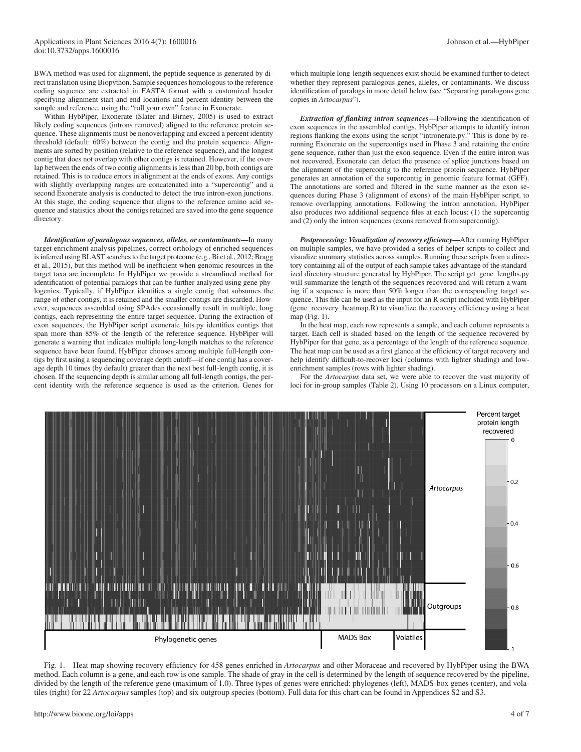BWA method was used for alignment, the peptide sequence is generated by direct translation using Biopython. Sample sequences homologous to the reference coding sequence are extracted in FASTA format with a customized header specifying alignment start and end locations and percent identity between the sample and reference, using the "roll your own" feature in Exonerate.

Within HybPiper, Exonerate (Slater and Birney, 2005) is used to extract likely coding sequences (introns removed) aligned to the reference protein sequence. These alignments must be nonoverlapping and exceed a percent identity threshold (default: 60%) between the contig and the protein sequence. Alignments are sorted by position (relative to the reference sequence), and the longest contig that does not overlap with other contigs is retained. However, if the overlap between the ends of two contig alignments is less than 20 bp, both contigs are retained. This is to reduce errors in alignment at the ends of exons. Any contigs with slightly overlapping ranges are concatenated into a "supercontig" and a second Exonerate analysis is conducted to detect the true intron-exon junctions. At this stage, the coding sequence that aligns to the reference amino acid sequence and statistics about the contigs retained are saved into the gene sequence directory.

***Identification of paralogous sequences, alleles, or contaminants***—In many target enrichment analysis pipelines, correct orthology of enriched sequences is inferred using BLAST searches to the target proteome (e.g., Bi et al., 2012; Bragg et al., 2015), but this method will be inefficient when genomic resources in the target taxa are incomplete. In HybPiper we provide a streamlined method for identification of potential paralogs that can be further analyzed using gene phylogenies. Typically, if HybPiper identifies a single contig that subsumes the range of other contigs, it is retained and the smaller contigs are discarded. However, sequences assembled using SPAdes occasionally result in multiple, long contigs, each representing the entire target sequence. During the extraction of exon sequences, the HybPiper script exonerate_hits.py identifies contigs that span more than 85% of the length of the reference sequence. HybPiper will generate a warning that indicates multiple long-length matches to the reference sequence have been found. HybPiper chooses among multiple full-length contigs by first using a sequencing coverage depth cutoff—if one contig has a coverage depth 10 times (by default) greater than the next best full-length contig, it is chosen. If the sequencing depth is similar among all full-length contigs, the percent identity with the reference sequence is used as the criterion. Genes for which multiple long-length sequences exist should be examined further to detect whether they represent paralogous genes, alleles, or contaminants. We discuss identification of paralogs in more detail below (see "Separating paralogous gene copies in *Artocarpus*").

***Extraction of flanking intron sequences***—Following the identification of exon sequences in the assembled contigs, HybPiper attempts to identify intron regions flanking the exons using the script "intronerate.py." This is done by re-running Exonerate on the supercontigs used in Phase 3 and retaining the entire gene sequence, rather than just the exon sequence. Even if the entire intron was not recovered, Exonerate can detect the presence of splice junctions based on the alignment of the supercontig to the reference protein sequence. HybPiper generates an annotation of the supercontig in genomic feature format (GFF). The annotations are sorted and filtered in the same manner as the exon sequences during Phase 3 (alignment of exons) of the main HybPiper script, to remove overlapping annotations. Following the intron annotation, HybPiper also produces two additional sequence files at each locus: (1) the supercontig and (2) only the intron sequences (exons removed from supercontig).

***Postprocessing: Visualization of recovery efficiency***—After running HybPiper on multiple samples, we have provided a series of helper scripts to collect and visualize summary statistics across samples. Running these scripts from a directory containing all of the output of each sample takes advantage of the standardized directory structure generated by HybPiper. The script get_gene_lengths.py will summarize the length of the sequences recovered and will return a warning if a sequence is more than 50% longer than the corresponding target sequence. This file can be used as the input for an R script included with HybPiper (gene_recovery_heatmap.R) to visualize the recovery efficiency using a heat map (Fig. 1).

In the heat map, each row represents a sample, and each column represents a target. Each cell is shaded based on the length of the sequence recovered by HybPiper for that gene, as a percentage of the length of the reference sequence. The heat map can be used as a first glance at the efficiency of target recovery and help identify difficult-to-recover loci (columns with lighter shading) and low-enrichment samples (rows with lighter shading).

For the *Artocarpus* data set, we were able to recover the vast majority of loci for in-group samples (Table 2). Using 10 processors on a Linux computer,

Percent target protein length recovered

0
0.2
0.4
0.6
0.8
1

*Artocarpus*

Outgroups

Phylogenetic genes

MADS Box

Volatiles

Fig. 1. Heat map showing recovery efficiency for 458 genes enriched in *Artocarpus* and other Moraceae and recovered by HybPiper using the BWA method. Each column is a gene, and each row is one sample. The shade of gray in the cell is determined by the length of sequence recovered by the pipeline, divided by the length of the reference gene (maximum of 1.0). Three types of genes were enriched: phylogenes (left), MADS-box genes (center), and volatiles (right) for 22 *Artocarpus* samples (top) and six outgroup species (bottom). Full data for this chart can be found in Appendices S2 and S3.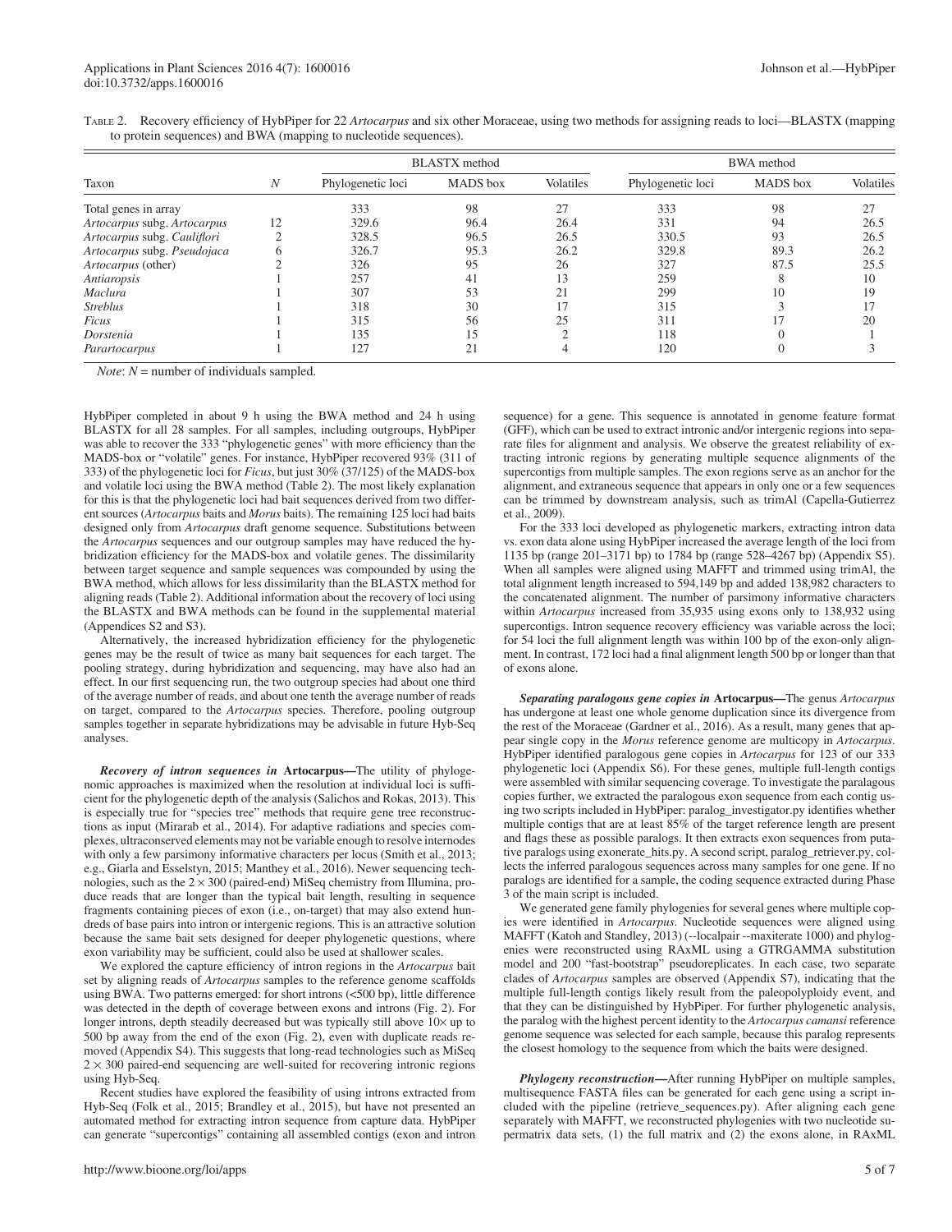Table 2. Recovery efficiency of HybPiper for 22 *Artocarpus* and six other Moraceae, using two methods for assigning reads to loci—BLASTX (mapping to protein sequences) and BWA (mapping to nucleotide sequences).

| Taxon | *N* | BLASTX method | | | BWA method | | |
|---|---|---|---|---|---|---|---|
| | | Phylogenetic loci | MADS box | Volatiles | Phylogenetic loci | MADS box | Volatiles |
| Total genes in array | | 333 | 98 | 27 | 333 | 98 | 27 |
| *Artocarpus* subg. *Artocarpus* | 12 | 329.6 | 96.4 | 26.4 | 331 | 94 | 26.5 |
| *Artocarpus* subg. *Cauliflori* | 2 | 328.5 | 96.5 | 26.5 | 330.5 | 93 | 26.5 |
| *Artocarpus* subg. *Pseudojaca* | 6 | 326.7 | 95.3 | 26.2 | 329.8 | 89.3 | 26.2 |
| *Artocarpus* (other) | 2 | 326 | 95 | 26 | 327 | 87.5 | 25.5 |
| *Antiaropsis* | 1 | 257 | 41 | 13 | 259 | 8 | 10 |
| *Maclura* | 1 | 307 | 53 | 21 | 299 | 10 | 19 |
| *Streblus* | 1 | 318 | 30 | 17 | 315 | 3 | 17 |
| *Ficus* | 1 | 315 | 56 | 25 | 311 | 17 | 20 |
| *Dorstenia* | 1 | 135 | 15 | 2 | 118 | 0 | 1 |
| *Parartocarpus* | 1 | 127 | 21 | 4 | 120 | 0 | 3 |

*Note*: *N* = number of individuals sampled.

HybPiper completed in about 9 h using the BWA method and 24 h using BLASTX for all 28 samples. For all samples, including outgroups, HybPiper was able to recover the 333 "phylogenetic genes" with more efficiency than the MADS-box or "volatile" genes. For instance, HybPiper recovered 93% (311 of 333) of the phylogenetic loci for *Ficus*, but just 30% (37/125) of the MADS-box and volatile loci using the BWA method (Table 2). The most likely explanation for this is that the phylogenetic loci had bait sequences derived from two different sources (*Artocarpus* baits and *Morus* baits). The remaining 125 loci had baits designed only from *Artocarpus* draft genome sequence. Substitutions between the *Artocarpus* sequences and our outgroup samples may have reduced the hybridization efficiency for the MADS-box and volatile genes. The dissimilarity between target sequence and sample sequences was compounded by using the BWA method, which allows for less dissimilarity than the BLASTX method for aligning reads (Table 2). Additional information about the recovery of loci using the BLASTX and BWA methods can be found in the supplemental material (Appendices S2 and S3).

Alternatively, the increased hybridization efficiency for the phylogenetic genes may be the result of twice as many bait sequences for each target. The pooling strategy, during hybridization and sequencing, may have also had an effect. In our first sequencing run, the two outgroup species had about one third of the average number of reads, and about one tenth the average number of reads on target, compared to the *Artocarpus* species. Therefore, pooling outgroup samples together in separate hybridizations may be advisable in future Hyb-Seq analyses.

***Recovery of intron sequences in* Artocarpus—**The utility of phylogenomic approaches is maximized when the resolution at individual loci is sufficient for the phylogenetic depth of the analysis (Salichos and Rokas, 2013). This is especially true for "species tree" methods that require gene tree reconstructions as input (Mirarab et al., 2014). For adaptive radiations and species complexes, ultraconserved elements may not be variable enough to resolve internodes with only a few parsimony informative characters per locus (Smith et al., 2013; e.g., Giarla and Esselstyn, 2015; Manthey et al., 2016). Newer sequencing technologies, such as the 2 × 300 (paired-end) MiSeq chemistry from Illumina, produce reads that are longer than the typical bait length, resulting in sequence fragments containing pieces of exon (i.e., on-target) that may also extend hundreds of base pairs into intron or intergenic regions. This is an attractive solution because the same bait sets designed for deeper phylogenetic questions, where exon variability may be sufficient, could also be used at shallower scales.

We explored the capture efficiency of intron regions in the *Artocarpus* bait set by aligning reads of *Artocarpus* samples to the reference genome scaffolds using BWA. Two patterns emerged: for short introns (<500 bp), little difference was detected in the depth of coverage between exons and introns (Fig. 2). For longer introns, depth steadily decreased but was typically still above 10× up to 500 bp away from the end of the exon (Fig. 2), even with duplicate reads removed (Appendix S4). This suggests that long-read technologies such as MiSeq 2 × 300 paired-end sequencing are well-suited for recovering intronic regions using Hyb-Seq.

Recent studies have explored the feasibility of using introns extracted from Hyb-Seq (Folk et al., 2015; Brandley et al., 2015), but have not presented an automated method for extracting intron sequence from capture data. HybPiper can generate "supercontigs" containing all assembled contigs (exon and intron sequence) for a gene. This sequence is annotated in genome feature format (GFF), which can be used to extract intronic and/or intergenic regions into separate files for alignment and analysis. We observe the greatest reliability of extracting intronic regions by generating multiple sequence alignments of the supercontigs from multiple samples. The exon regions serve as an anchor for the alignment, and extraneous sequence that appears in only one or a few sequences can be trimmed by downstream analysis, such as trimAl (Capella-Gutierrez et al., 2009).

For the 333 loci developed as phylogenetic markers, extracting intron data vs. exon data alone using HybPiper increased the average length of the loci from 1135 bp (range 201–3171 bp) to 1784 bp (range 528–4267 bp) (Appendix S5). When all samples were aligned using MAFFT and trimmed using trimAl, the total alignment length increased to 594,149 bp and added 138,982 characters to the concatenated alignment. The number of parsimony informative characters within *Artocarpus* increased from 35,935 using exons only to 138,932 using supercontigs. Intron sequence recovery efficiency was variable across the loci; for 54 loci the full alignment length was within 100 bp of the exon-only alignment. In contrast, 172 loci had a final alignment length 500 bp or longer than that of exons alone.

***Separating paralogous gene copies in* Artocarpus—**The genus *Artocarpus* has undergone at least one whole genome duplication since its divergence from the rest of the Moraceae (Gardner et al., 2016). As a result, many genes that appear single copy in the *Morus* reference genome are multicopy in *Artocarpus*. HybPiper identified paralogous gene copies in *Artocarpus* for 123 of our 333 phylogenetic loci (Appendix S6). For these genes, multiple full-length contigs were assembled with similar sequencing coverage. To investigate the paralogous copies further, we extracted the paralogous exon sequence from each contig using two scripts included in HybPiper: paralog_investigator.py identifies whether multiple contigs that are at least 85% of the target reference length are present and flags these as possible paralogs. It then extracts exon sequences from putative paralogs using exonerate_hits.py. A second script, paralog_retriever.py, collects the inferred paralogous sequences across many samples for one gene. If no paralogs are identified for a sample, the coding sequence extracted during Phase 3 of the main script is included.

We generated gene family phylogenies for several genes where multiple copies were identified in *Artocarpus*. Nucleotide sequences were aligned using MAFFT (Katoh and Standley, 2013) (--localpair --maxiterate 1000) and phylogenies were reconstructed using RAxML using a GTRGAMMA substitution model and 200 "fast-bootstrap" pseudoreplicates. In each case, two separate clades of *Artocarpus* samples are observed (Appendix S7), indicating that the multiple full-length contigs likely result from the paleopolyploidy event, and that they can be distinguished by HybPiper. For further phylogenetic analysis, the paralog with the highest percent identity to the *Artocarpus camansi* reference genome sequence was selected for each sample, because this paralog represents the closest homology to the sequence from which the baits were designed.

***Phylogeny reconstruction*—**After running HybPiper on multiple samples, multisequence FASTA files can be generated for each gene using a script included with the pipeline (retrieve_sequences.py). After aligning each gene separately with MAFFT, we reconstructed phylogenies with two nucleotide supermatrix data sets, (1) the full matrix and (2) the exons alone, in RAxML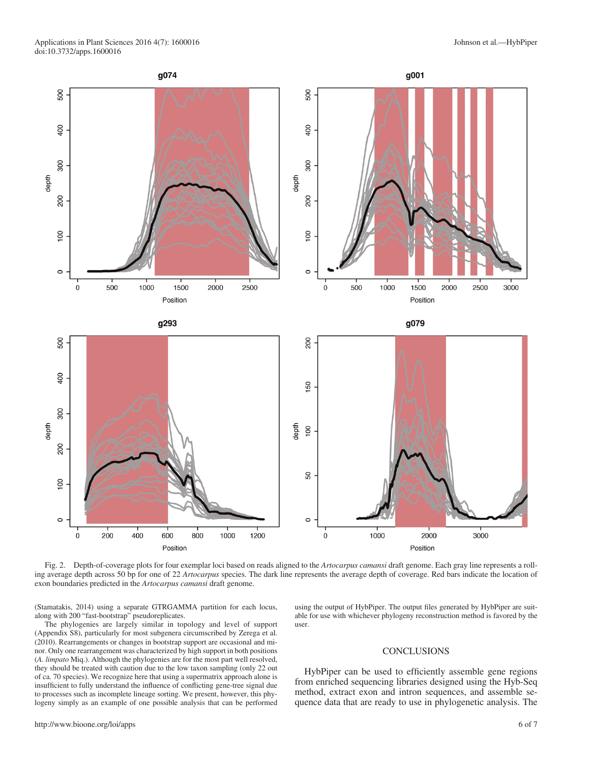Fig. 2. Depth-of-coverage plots for four exemplar loci based on reads aligned to the *Artocarpus camansi* draft genome. Each gray line represents a rolling average depth across 50 bp for one of 22 *Artocarpus* species. The dark line represents the average depth of coverage. Red bars indicate the location of exon boundaries predicted in the *Artocarpus camansi* draft genome.

(Stamatakis, 2014) using a separate GTRGAMMA partition for each locus, along with 200 "fast-bootstrap" pseudoreplicates.

The phylogenies are largely similar in topology and level of support (Appendix S8), particularly for most subgenera circumscribed by Zerega et al. (2010). Rearrangements or changes in bootstrap support are occasional and minor. Only one rearrangement was characterized by high support in both positions (*A. limpato* Miq.). Although the phylogenies are for the most part well resolved, they should be treated with caution due to the low taxon sampling (only 22 out of ca. 70 species). We recognize here that using a supermatrix approach alone is insufficient to fully understand the influence of conflicting gene-tree signal due to processes such as incomplete lineage sorting. We present, however, this phylogeny simply as an example of one possible analysis that can be performed using the output of HybPiper. The output files generated by HybPiper are suitable for use with whichever phylogeny reconstruction method is favored by the user.

## CONCLUSIONS

HybPiper can be used to efficiently assemble gene regions from enriched sequencing libraries designed using the Hyb-Seq method, extract exon and intron sequences, and assemble sequence data that are ready to use in phylogenetic analysis. The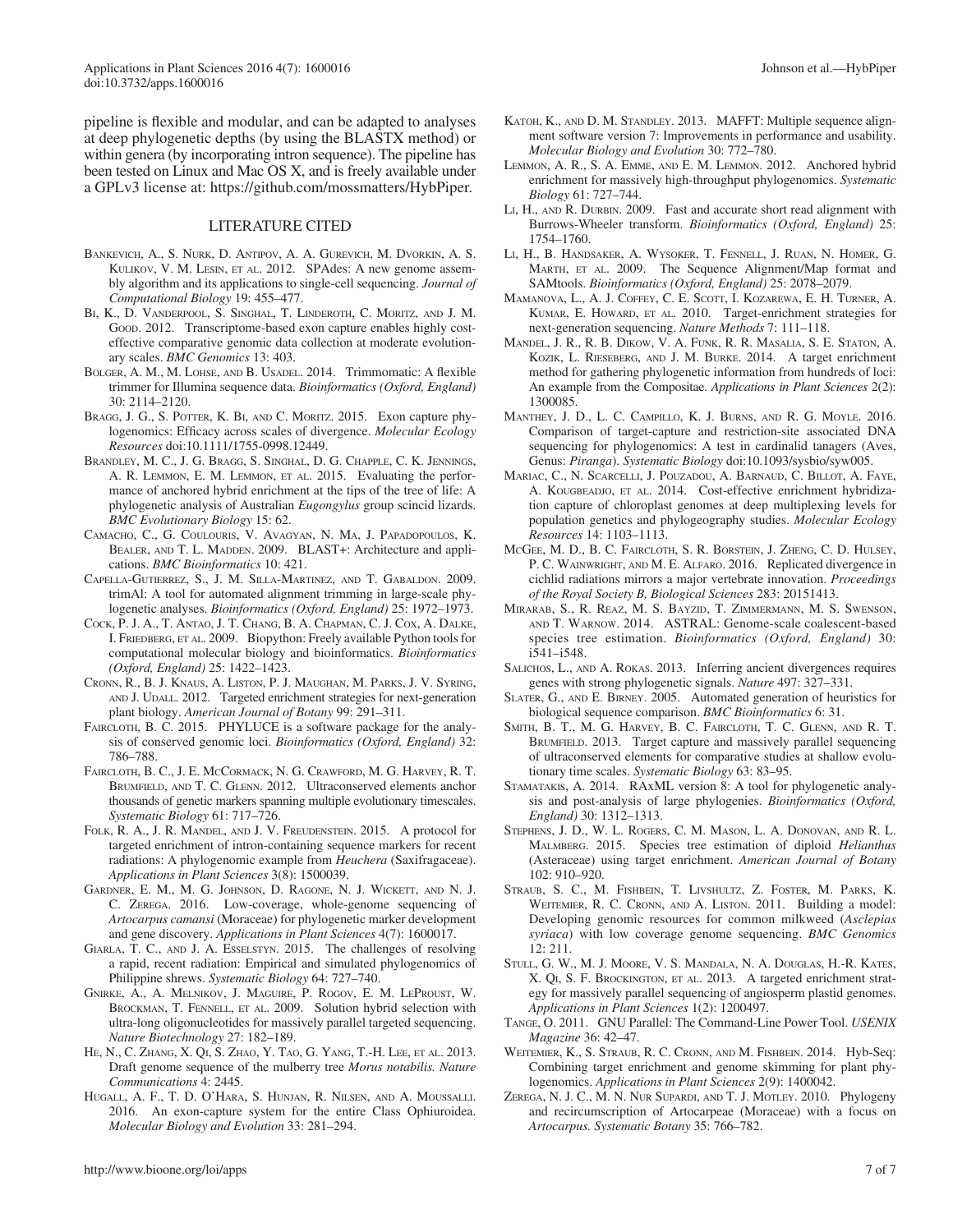pipeline is flexible and modular, and can be adapted to analyses at deep phylogenetic depths (by using the BLASTX method) or within genera (by incorporating intron sequence). The pipeline has been tested on Linux and Mac OS X, and is freely available under a GPLv3 license at: https://github.com/mossmatters/HybPiper.

## LITERATURE CITED

Bankevich, A., S. Nurk, D. Antipov, A. A. Gurevich, M. Dvorkin, A. S. Kulikov, V. M. Lesin, et al. 2012. SPAdes: A new genome assembly algorithm and its applications to single-cell sequencing. *Journal of Computational Biology* 19: 455–477.

Bi, K., D. Vanderpool, S. Singhal, T. Linderoth, C. Moritz, and J. M. Good. 2012. Transcriptome-based exon capture enables highly cost-effective comparative genomic data collection at moderate evolutionary scales. *BMC Genomics* 13: 403.

Bolger, A. M., M. Lohse, and B. Usadel. 2014. Trimmomatic: A flexible trimmer for Illumina sequence data. *Bioinformatics (Oxford, England)* 30: 2114–2120.

Bragg, J. G., S. Potter, K. Bi, and C. Moritz. 2015. Exon capture phylogenomics: Efficacy across scales of divergence. *Molecular Ecology Resources* doi:10.1111/1755-0998.12449.

Brandley, M. C., J. G. Bragg, S. Singhal, D. G. Chapple, C. K. Jennings, A. R. Lemmon, E. M. Lemmon, et al. 2015. Evaluating the performance of anchored hybrid enrichment at the tips of the tree of life: A phylogenetic analysis of Australian *Eugongylus* group scincid lizards. *BMC Evolutionary Biology* 15: 62.

Camacho, C., G. Coulouris, V. Avagyan, N. Ma, J. Papadopoulos, K. Bealer, and T. L. Madden. 2009. BLAST+: Architecture and applications. *BMC Bioinformatics* 10: 421.

Capella-Gutierrez, S., J. M. Silla-Martinez, and T. Gabaldon. 2009. trimAl: A tool for automated alignment trimming in large-scale phylogenetic analyses. *Bioinformatics (Oxford, England)* 25: 1972–1973.

Cock, P. J. A., T. Antao, J. T. Chang, B. A. Chapman, C. J. Cox, A. Dalke, I. Friedberg, et al. 2009. Biopython: Freely available Python tools for computational molecular biology and bioinformatics. *Bioinformatics (Oxford, England)* 25: 1422–1423.

Cronn, R., B. J. Knaus, A. Liston, P. J. Maughan, M. Parks, J. V. Syring, and J. Udall. 2012. Targeted enrichment strategies for next-generation plant biology. *American Journal of Botany* 99: 291–311.

Faircloth, B. C. 2015. PHYLUCE is a software package for the analysis of conserved genomic loci. *Bioinformatics (Oxford, England)* 32: 786–788.

Faircloth, B. C., J. E. McCormack, N. G. Crawford, M. G. Harvey, R. T. Brumfield, and T. C. Glenn. 2012. Ultraconserved elements anchor thousands of genetic markers spanning multiple evolutionary timescales. *Systematic Biology* 61: 717–726.

Folk, R. A., J. R. Mandel, and J. V. Freudenstein. 2015. A protocol for targeted enrichment of intron-containing sequence markers for recent radiations: A phylogenomic example from *Heuchera* (Saxifragaceae). *Applications in Plant Sciences* 3(8): 1500039.

Gardner, E. M., M. G. Johnson, D. Ragone, N. J. Wickett, and N. J. C. Zerega. 2016. Low-coverage, whole-genome sequencing of *Artocarpus camansi* (Moraceae) for phylogenetic marker development and gene discovery. *Applications in Plant Sciences* 4(7): 1600017.

Giarla, T. C., and J. A. Esselstyn. 2015. The challenges of resolving a rapid, recent radiation: Empirical and simulated phylogenomics of Philippine shrews. *Systematic Biology* 64: 727–740.

Gnirke, A., A. Melnikov, J. Maguire, P. Rogov, E. M. LeProust, W. Brockman, T. Fennell, et al. 2009. Solution hybrid selection with ultra-long oligonucleotides for massively parallel targeted sequencing. *Nature Biotechnology* 27: 182–189.

He, N., C. Zhang, X. Qi, S. Zhao, Y. Tao, G. Yang, T.-H. Lee, et al. 2013. Draft genome sequence of the mulberry tree *Morus notabilis*. *Nature Communications* 4: 2445.

Hugall, A. F., T. D. O'Hara, S. Hunjan, R. Nilsen, and A. Moussalli. 2016. An exon-capture system for the entire Class Ophiuroidea. *Molecular Biology and Evolution* 33: 281–294.

Katoh, K., and D. M. Standley. 2013. MAFFT: Multiple sequence alignment software version 7: Improvements in performance and usability. *Molecular Biology and Evolution* 30: 772–780.

Lemmon, A. R., S. A. Emme, and E. M. Lemmon. 2012. Anchored hybrid enrichment for massively high-throughput phylogenomics. *Systematic Biology* 61: 727–744.

Li, H., and R. Durbin. 2009. Fast and accurate short read alignment with Burrows-Wheeler transform. *Bioinformatics (Oxford, England)* 25: 1754–1760.

Li, H., B. Handsaker, A. Wysoker, T. Fennell, J. Ruan, N. Homer, G. Marth, et al. 2009. The Sequence Alignment/Map format and SAMtools. *Bioinformatics (Oxford, England)* 25: 2078–2079.

Mamanova, L., A. J. Coffey, C. E. Scott, I. Kozarewa, E. H. Turner, A. Kumar, E. Howard, et al. 2010. Target-enrichment strategies for next-generation sequencing. *Nature Methods* 7: 111–118.

Mandel, J. R., R. B. Dikow, V. A. Funk, R. R. Masalia, S. E. Staton, A. Kozik, L. Rieseberg, and J. M. Burke. 2014. A target enrichment method for gathering phylogenetic information from hundreds of loci: An example from the Compositae. *Applications in Plant Sciences* 2(2): 1300085.

Manthey, J. D., L. C. Campillo, K. J. Burns, and R. G. Moyle. 2016. Comparison of target-capture and restriction-site associated DNA sequencing for phylogenomics: A test in cardinalid tanagers (Aves, Genus: *Piranga*). *Systematic Biology* doi:10.1093/sysbio/syw005.

Mariac, C., N. Scarcelli, J. Pouzadou, A. Barnaud, C. Billot, A. Faye, A. Kougbeadjo, et al. 2014. Cost-effective enrichment hybridization capture of chloroplast genomes at deep multiplexing levels for population genetics and phylogeography studies. *Molecular Ecology Resources* 14: 1103–1113.

McGee, M. D., B. C. Faircloth, S. R. Borstein, J. Zheng, C. D. Hulsey, P. C. Wainwright, and M. E. Alfaro. 2016. Replicated divergence in cichlid radiations mirrors a major vertebrate innovation. *Proceedings of the Royal Society B, Biological Sciences* 283: 20151413.

Mirarab, S., R. Reaz, M. S. Bayzid, T. Zimmermann, M. S. Swenson, and T. Warnow. 2014. ASTRAL: Genome-scale coalescent-based species tree estimation. *Bioinformatics (Oxford, England)* 30: i541–i548.

Salichos, L., and A. Rokas. 2013. Inferring ancient divergences requires genes with strong phylogenetic signals. *Nature* 497: 327–331.

Slater, G., and E. Birney. 2005. Automated generation of heuristics for biological sequence comparison. *BMC Bioinformatics* 6: 31.

Smith, B. T., M. G. Harvey, B. C. Faircloth, T. C. Glenn, and R. T. Brumfield. 2013. Target capture and massively parallel sequencing of ultraconserved elements for comparative studies at shallow evolutionary time scales. *Systematic Biology* 63: 83–95.

Stamatakis, A. 2014. RAxML version 8: A tool for phylogenetic analysis and post-analysis of large phylogenies. *Bioinformatics (Oxford, England)* 30: 1312–1313.

Stephens, J. D., W. L. Rogers, C. M. Mason, L. A. Donovan, and R. L. Malmberg. 2015. Species tree estimation of diploid *Helianthus* (Asteraceae) using target enrichment. *American Journal of Botany* 102: 910–920.

Straub, S. C., M. Fishbein, T. Livshultz, Z. Foster, M. Parks, K. Weitemier, R. C. Cronn, and A. Liston. 2011. Building a model: Developing genomic resources for common milkweed (*Asclepias syriaca*) with low coverage genome sequencing. *BMC Genomics* 12: 211.

Stull, G. W., M. J. Moore, V. S. Mandala, N. A. Douglas, H.-R. Kates, X. Qi, S. F. Brockington, et al. 2013. A targeted enrichment strategy for massively parallel sequencing of angiosperm plastid genomes. *Applications in Plant Sciences* 1(2): 1200497.

Tange, O. 2011. GNU Parallel: The Command-Line Power Tool. *USENIX Magazine* 36: 42–47.

Weitemier, K., S. Straub, R. C. Cronn, and M. Fishbein. 2014. Hyb-Seq: Combining target enrichment and genome skimming for plant phylogenomics. *Applications in Plant Sciences* 2(9): 1400042.

Zerega, N. J. C., M. N. Nur Supardi, and T. J. Motley. 2010. Phylogeny and recircumscription of Artocarpeae (Moraceae) with a focus on *Artocarpus*. *Systematic Botany* 35: 766–782.